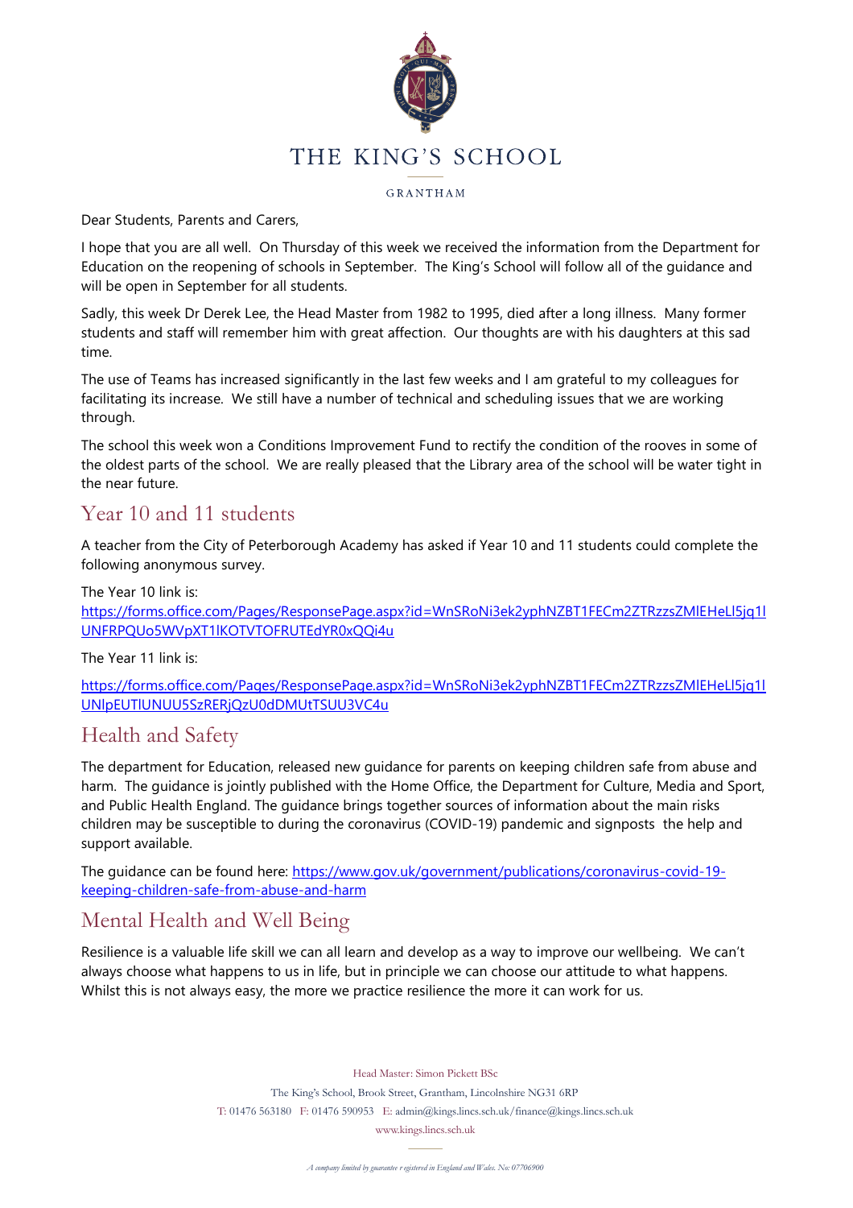# THE KING'S SCHOOL

GRANTHAM

Dear Students, Parents and Carers,

I hope that you are all well. On Thursday of this week we received the information from the Department for Education on the reopening of schools in September. The King's School will follow all of the guidance and will be open in September for all students.

Sadly, this week Dr Derek Lee, the Head Master from 1982 to 1995, died after a long illness. Many former students and staff will remember him with great affection. Our thoughts are with his daughters at this sad time.

The use of Teams has increased significantly in the last few weeks and I am grateful to my colleagues for facilitating its increase. We still have a number of technical and scheduling issues that we are working through.

The school this week won a Conditions Improvement Fund to rectify the condition of the rooves in some of the oldest parts of the school. We are really pleased that the Library area of the school will be water tight in the near future.

## Year 10 and 11 students

A teacher from the City of Peterborough Academy has asked if Year 10 and 11 students could complete the following anonymous survey.

The Year 10 link is:
https://forms.office.com/Pages/ResponsePage.aspx?id=WnSRoNi3ek2yphNZBT1FECm2ZTRzzsZMlEHeLl5jq1lUNFRPQUo5WVpXT1lKOTVTOFRUTEdYR0xQQi4u

The Year 11 link is:

https://forms.office.com/Pages/ResponsePage.aspx?id=WnSRoNi3ek2yphNZBT1FECm2ZTRzzsZMlEHeLl5jq1lUNlpEUTlUNUU5SzRERjQzU0dDMUtTSUU3VC4u

## Health and Safety

The department for Education, released new guidance for parents on keeping children safe from abuse and harm. The guidance is jointly published with the Home Office, the Department for Culture, Media and Sport, and Public Health England. The guidance brings together sources of information about the main risks children may be susceptible to during the coronavirus (COVID-19) pandemic and signposts the help and support available.

The guidance can be found here: https://www.gov.uk/government/publications/coronavirus-covid-19-keeping-children-safe-from-abuse-and-harm

## Mental Health and Well Being

Resilience is a valuable life skill we can all learn and develop as a way to improve our wellbeing. We can't always choose what happens to us in life, but in principle we can choose our attitude to what happens. Whilst this is not always easy, the more we practice resilience the more it can work for us.

Head Master: Simon Pickett BSc

The King's School, Brook Street, Grantham, Lincolnshire NG31 6RP

T: 01476 563180 F: 01476 590953 E: admin@kings.lincs.sch.uk/finance@kings.lincs.sch.uk

www.kings.lincs.sch.uk

*A company limited by guarantee registered in England and Wales. No: 07706900*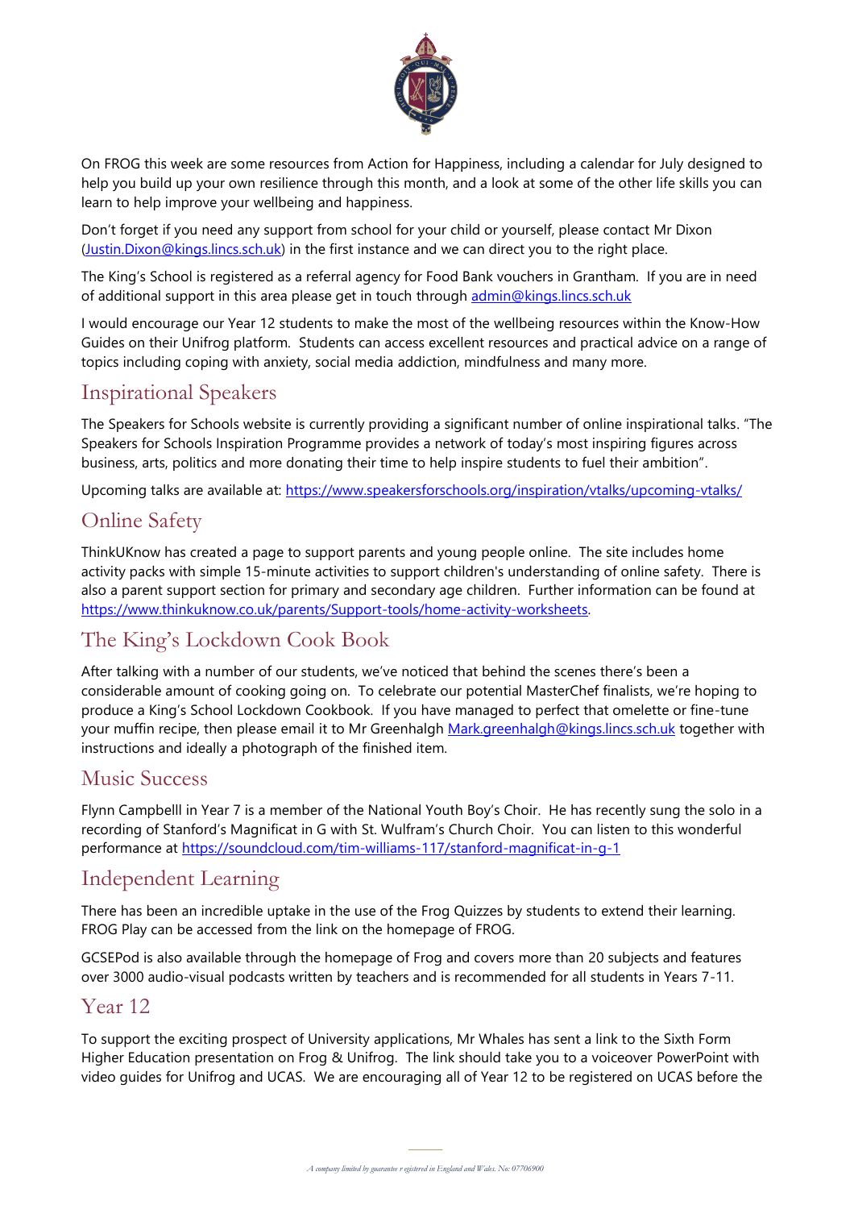On FROG this week are some resources from Action for Happiness, including a calendar for July designed to help you build up your own resilience through this month, and a look at some of the other life skills you can learn to help improve your wellbeing and happiness.

Don't forget if you need any support from school for your child or yourself, please contact Mr Dixon (Justin.Dixon@kings.lincs.sch.uk) in the first instance and we can direct you to the right place.

The King's School is registered as a referral agency for Food Bank vouchers in Grantham. If you are in need of additional support in this area please get in touch through admin@kings.lincs.sch.uk

I would encourage our Year 12 students to make the most of the wellbeing resources within the Know-How Guides on their Unifrog platform. Students can access excellent resources and practical advice on a range of topics including coping with anxiety, social media addiction, mindfulness and many more.

## Inspirational Speakers

The Speakers for Schools website is currently providing a significant number of online inspirational talks. "The Speakers for Schools Inspiration Programme provides a network of today's most inspiring figures across business, arts, politics and more donating their time to help inspire students to fuel their ambition".

Upcoming talks are available at: https://www.speakersforschools.org/inspiration/vtalks/upcoming-vtalks/

## Online Safety

ThinkUKnow has created a page to support parents and young people online. The site includes home activity packs with simple 15-minute activities to support children's understanding of online safety. There is also a parent support section for primary and secondary age children. Further information can be found at https://www.thinkuknow.co.uk/parents/Support-tools/home-activity-worksheets.

## The King's Lockdown Cook Book

After talking with a number of our students, we've noticed that behind the scenes there's been a considerable amount of cooking going on. To celebrate our potential MasterChef finalists, we're hoping to produce a King's School Lockdown Cookbook. If you have managed to perfect that omelette or fine-tune your muffin recipe, then please email it to Mr Greenhalgh Mark.greenhalgh@kings.lincs.sch.uk together with instructions and ideally a photograph of the finished item.

## Music Success

Flynn Campbelll in Year 7 is a member of the National Youth Boy's Choir. He has recently sung the solo in a recording of Stanford's Magnificat in G with St. Wulfram's Church Choir. You can listen to this wonderful performance at https://soundcloud.com/tim-williams-117/stanford-magnificat-in-g-1

## Independent Learning

There has been an incredible uptake in the use of the Frog Quizzes by students to extend their learning. FROG Play can be accessed from the link on the homepage of FROG.

GCSEPod is also available through the homepage of Frog and covers more than 20 subjects and features over 3000 audio-visual podcasts written by teachers and is recommended for all students in Years 7-11.

## Year 12

To support the exciting prospect of University applications, Mr Whales has sent a link to the Sixth Form Higher Education presentation on Frog & Unifrog. The link should take you to a voiceover PowerPoint with video guides for Unifrog and UCAS. We are encouraging all of Year 12 to be registered on UCAS before the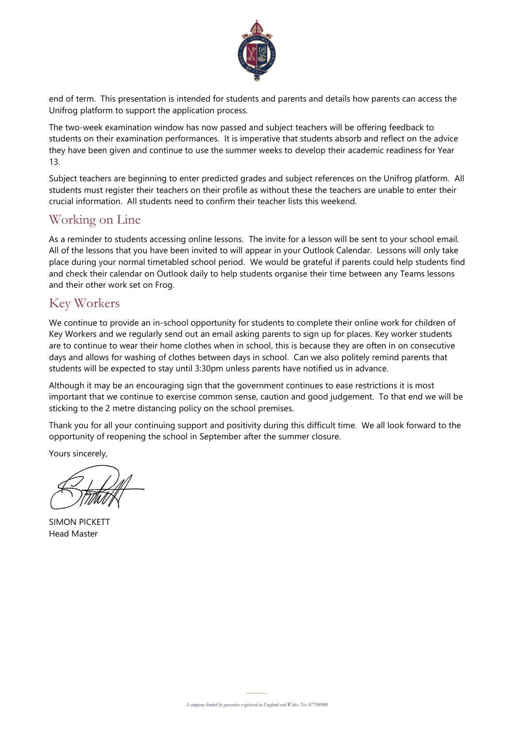end of term. This presentation is intended for students and parents and details how parents can access the Unifrog platform to support the application process.

The two-week examination window has now passed and subject teachers will be offering feedback to students on their examination performances. It is imperative that students absorb and reflect on the advice they have been given and continue to use the summer weeks to develop their academic readiness for Year 13.

Subject teachers are beginning to enter predicted grades and subject references on the Unifrog platform. All students must register their teachers on their profile as without these the teachers are unable to enter their crucial information. All students need to confirm their teacher lists this weekend.

## Working on Line

As a reminder to students accessing online lessons. The invite for a lesson will be sent to your school email. All of the lessons that you have been invited to will appear in your Outlook Calendar. Lessons will only take place during your normal timetabled school period. We would be grateful if parents could help students find and check their calendar on Outlook daily to help students organise their time between any Teams lessons and their other work set on Frog.

## Key Workers

We continue to provide an in-school opportunity for students to complete their online work for children of Key Workers and we regularly send out an email asking parents to sign up for places. Key worker students are to continue to wear their home clothes when in school, this is because they are often in on consecutive days and allows for washing of clothes between days in school. Can we also politely remind parents that students will be expected to stay until 3:30pm unless parents have notified us in advance.

Although it may be an encouraging sign that the government continues to ease restrictions it is most important that we continue to exercise common sense, caution and good judgement. To that end we will be sticking to the 2 metre distancing policy on the school premises.

Thank you for all your continuing support and positivity during this difficult time. We all look forward to the opportunity of reopening the school in September after the summer closure.

Yours sincerely,

SIMON PICKETT
Head Master

*A company limited by guarantee registered in England and Wales. No: 07706900*